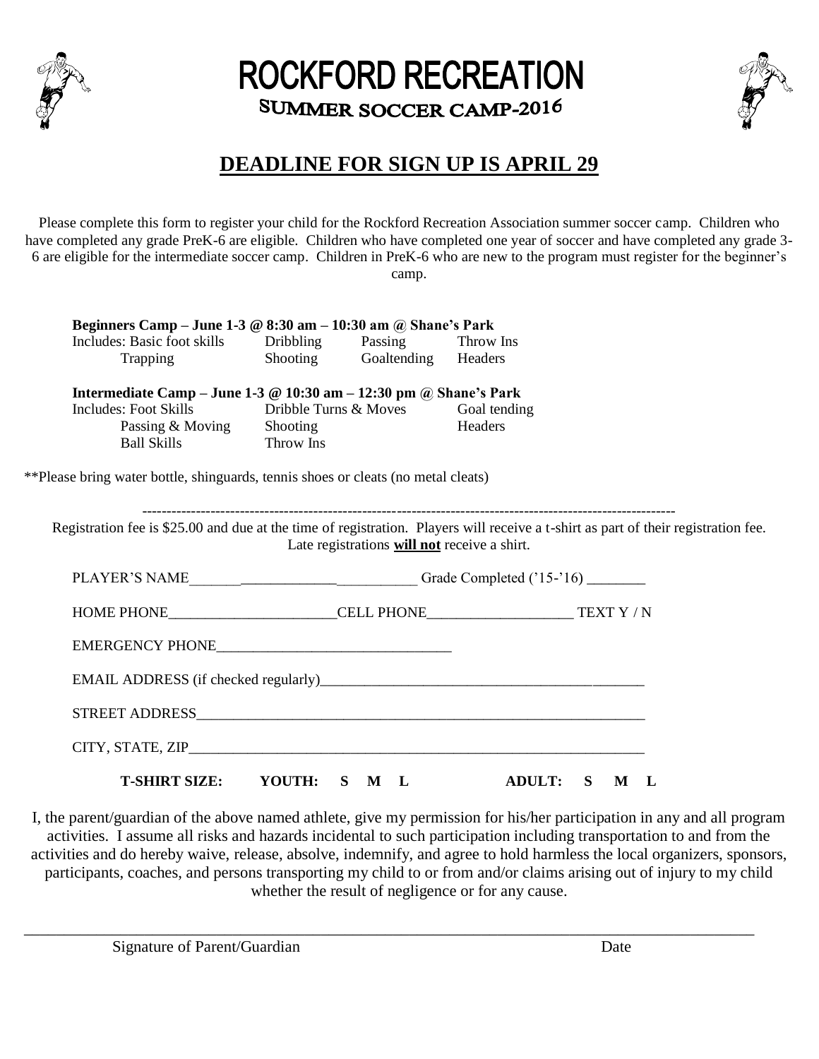# ROCKFORD RECREATION

## SUMMER SOCCER CAMP-2016

## DEADLINE FOR SIGN UP IS APRIL 29

Please complete this form to register your child for the Rockford Recreation Association summer soccer camp. Children who have completed any grade PreK-6 are eligible. Children who have completed one year of soccer and have completed any grade 3-6 are eligible for the intermediate soccer camp. Children in PreK-6 who are new to the program must register for the beginner's camp.

**Beginners Camp – June 1-3 @ 8:30 am – 10:30 am @ Shane's Park**

Includes: Basic foot skills, Dribbling, Passing, Throw Ins, Trapping, Shooting, Goaltending, Headers

**Intermediate Camp – June 1-3 @ 10:30 am – 12:30 pm @ Shane's Park**

Includes: Foot Skills, Dribble Turns & Moves, Goal tending, Passing & Moving, Shooting, Headers, Ball Skills, Throw Ins

**Please bring water bottle, shinguards, tennis shoes or cleats (no metal cleats)

---

Registration fee is $25.00 and due at the time of registration. Players will receive a t-shirt as part of their registration fee. Late registrations **will not** receive a shirt.

PLAYER'S NAME________________________________ Grade Completed ('15-'16) ________

HOME PHONE_______________________CELL PHONE____________________ TEXT Y / N

EMERGENCY PHONE________________________________

EMAIL ADDRESS (if checked regularly)_______________________________________________

STREET ADDRESS_______________________________________________________________

CITY, STATE, ZIP_______________________________________________________________

**T-SHIRT SIZE: YOUTH: S M L ADULT: S M L**

I, the parent/guardian of the above named athlete, give my permission for his/her participation in any and all program activities. I assume all risks and hazards incidental to such participation including transportation to and from the activities and do hereby waive, release, absolve, indemnify, and agree to hold harmless the local organizers, sponsors, participants, coaches, and persons transporting my child to or from and/or claims arising out of injury to my child whether the result of negligence or for any cause.

_______________________________________________________________________________

Signature of Parent/Guardian Date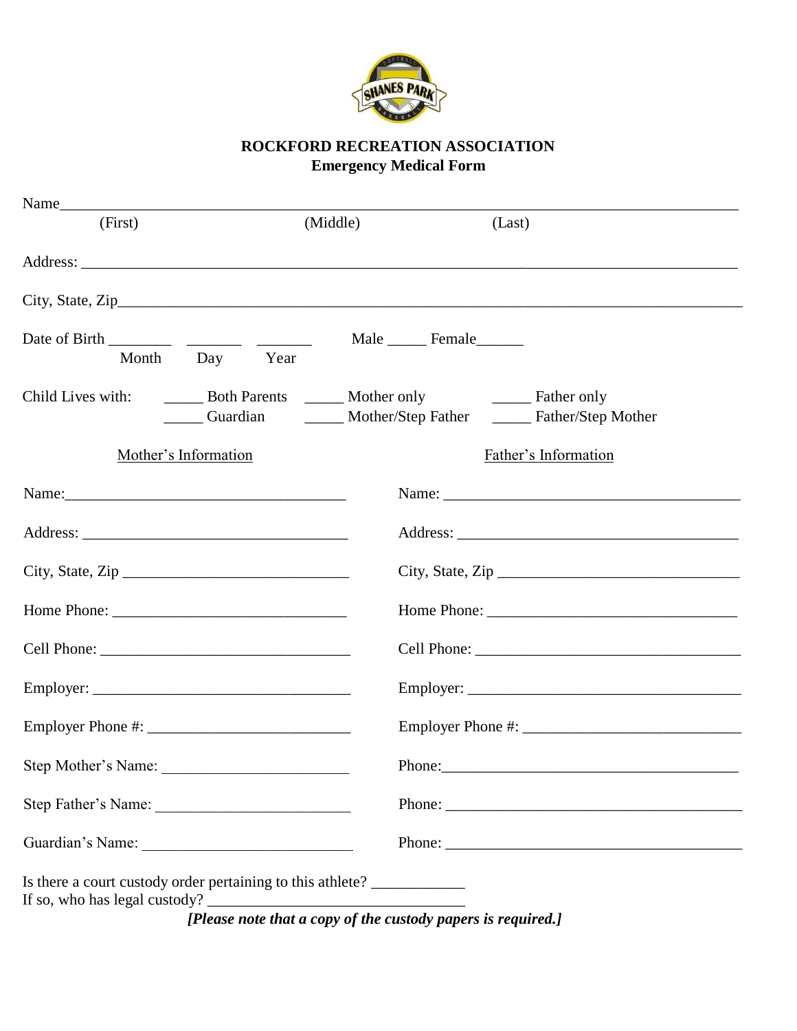# ROCKFORD RECREATION ASSOCIATION

## Emergency Medical Form

Name_______________________________________________________________________________

(First) (Middle) (Last)

Address: ____________________________________________________________________________

City, State, Zip_______________________________________________________________________

Date of Birth ________ _______ _______ Male _____ Female______

Month Day Year

Child Lives with: _____ Both Parents _____ Mother only _____ Father only

_____ Guardian _____ Mother/Step Father _____ Father/Step Mother

| Mother's Information | Father's Information |
|---|---|
| Name:___________________________________ | Name: ____________________________________ |
| Address: _________________________________ | Address: __________________________________ |
| City, State, Zip ____________________________ | City, State, Zip _____________________________ |
| Home Phone: ______________________________ | Home Phone: ______________________________ |
| Cell Phone: ________________________________ | Cell Phone: ________________________________ |
| Employer: _________________________________ | Employer: _________________________________ |
| Employer Phone #: __________________________ | Employer Phone #: ___________________________ |
| Step Mother's Name: _______________________ | Phone:____________________________________ |
| Step Father's Name: ________________________ | Phone: ____________________________________ |
| Guardian's Name: __________________________ | Phone: ____________________________________ |

Is there a court custody order pertaining to this athlete? ____________

If so, who has legal custody? _________________________________

***[Please note that a copy of the custody papers is required.]***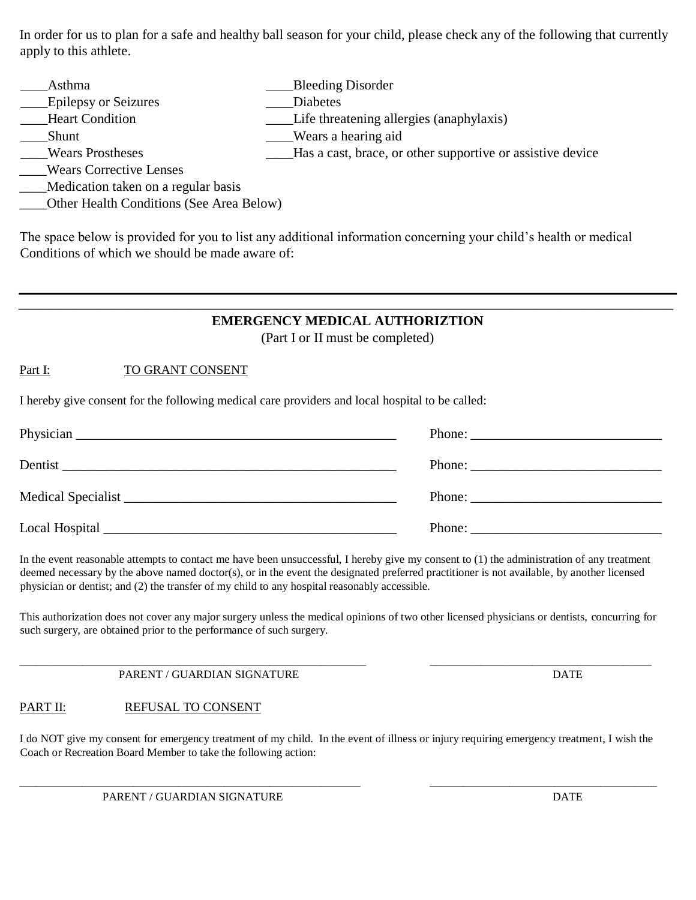In order for us to plan for a safe and healthy ball season for your child, please check any of the following that currently apply to this athlete.

____Asthma
____Bleeding Disorder
____Epilepsy or Seizures
____Diabetes
____Heart Condition
____Life threatening allergies (anaphylaxis)
____Shunt
____Wears a hearing aid
____Wears Prostheses
____Has a cast, brace, or other supportive or assistive device
____Wears Corrective Lenses
____Medication taken on a regular basis
____Other Health Conditions (See Area Below)

The space below is provided for you to list any additional information concerning your child's health or medical Conditions of which we should be made aware of:

---

## EMERGENCY MEDICAL AUTHORIZTION

(Part I or II must be completed)

Part I: TO GRANT CONSENT

I hereby give consent for the following medical care providers and local hospital to be called:

Physician ______________________________________________ Phone: ___________________________

Dentist ________________________________________________ Phone: ___________________________

Medical Specialist ______________________________________ Phone: ___________________________

Local Hospital _________________________________________ Phone: ___________________________

In the event reasonable attempts to contact me have been unsuccessful, I hereby give my consent to (1) the administration of any treatment deemed necessary by the above named doctor(s), or in the event the designated preferred practitioner is not available, by another licensed physician or dentist; and (2) the transfer of my child to any hospital reasonably accessible.

This authorization does not cover any major surgery unless the medical opinions of two other licensed physicians or dentists, concurring for such surgery, are obtained prior to the performance of such surgery.

_______________________________________________________ _____________________________________

PARENT / GUARDIAN SIGNATURE DATE

PART II: REFUSAL TO CONSENT

I do NOT give my consent for emergency treatment of my child. In the event of illness or injury requiring emergency treatment, I wish the Coach or Recreation Board Member to take the following action:

_______________________________________________________ _____________________________________

PARENT / GUARDIAN SIGNATURE DATE